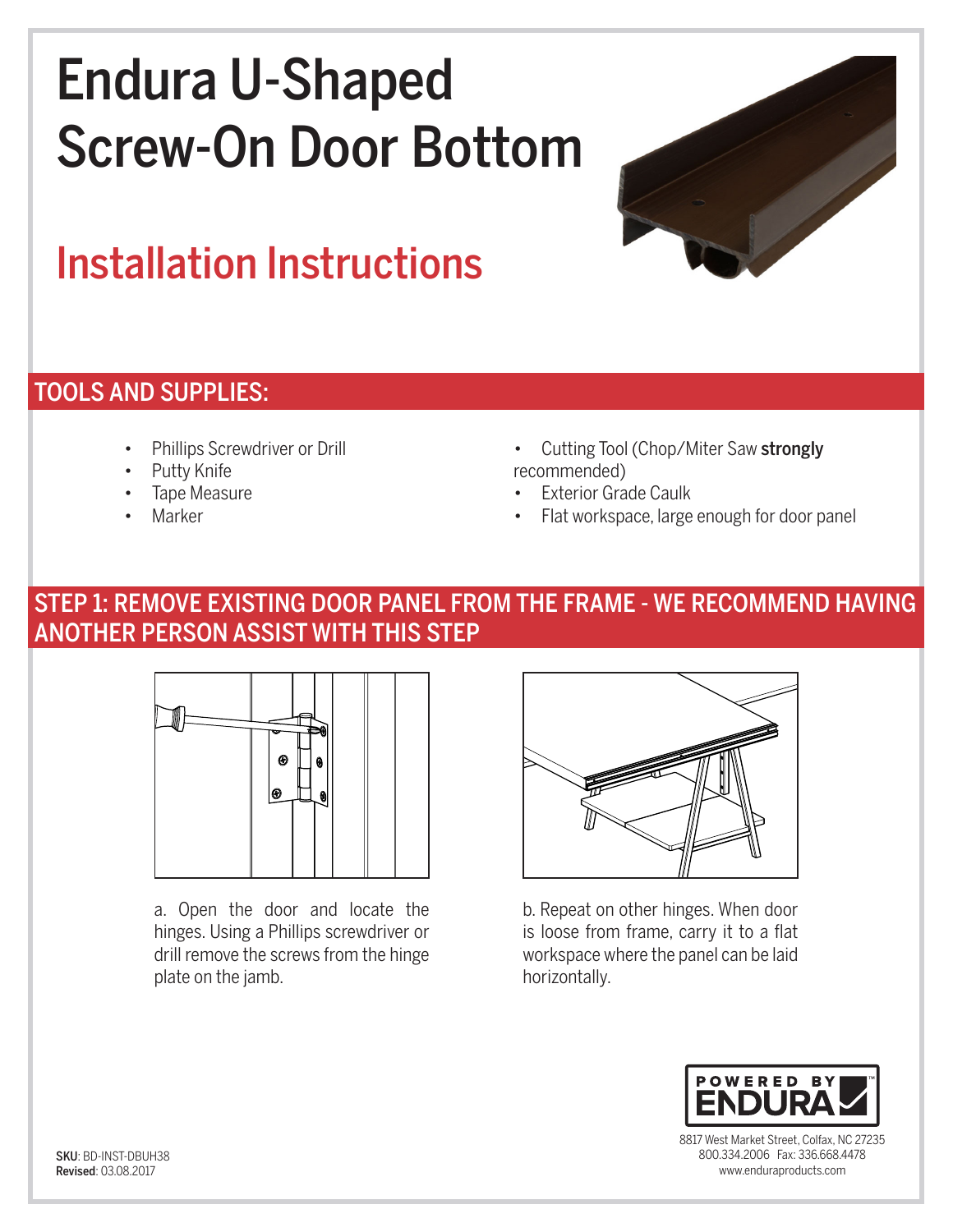# Endura U-Shaped Screw-On Door Bottom

## Installation Instructions

## TOOLS AND SUPPLIES:

- Phillips Screwdriver or Drill
- Putty Knife
- Tape Measure
- Marker
- Cutting Tool (Chop/Miter Saw **strongly** recommended)
- Exterior Grade Caulk
- Flat workspace, large enough for door panel

## STEP 1: REMOVE EXISTING DOOR PANEL FROM THE FRAME - WE RECOMMEND HAVING ANOTHER PERSON ASSIST WITH THIS STEP

a. Open the door and locate the hinges. Using a Phillips screwdriver or drill remove the screws from the hinge plate on the jamb.

b. Repeat on other hinges. When door is loose from frame, carry it to a flat workspace where the panel can be laid horizontally.

POWERED BY ENDURA™

8817 West Market Street, Colfax, NC 27235
800.334.2006 Fax: 336.668.4478
www.enduraproducts.com

**SKU**: BD-INST-DBUH38
**Revised**: 03.08.2017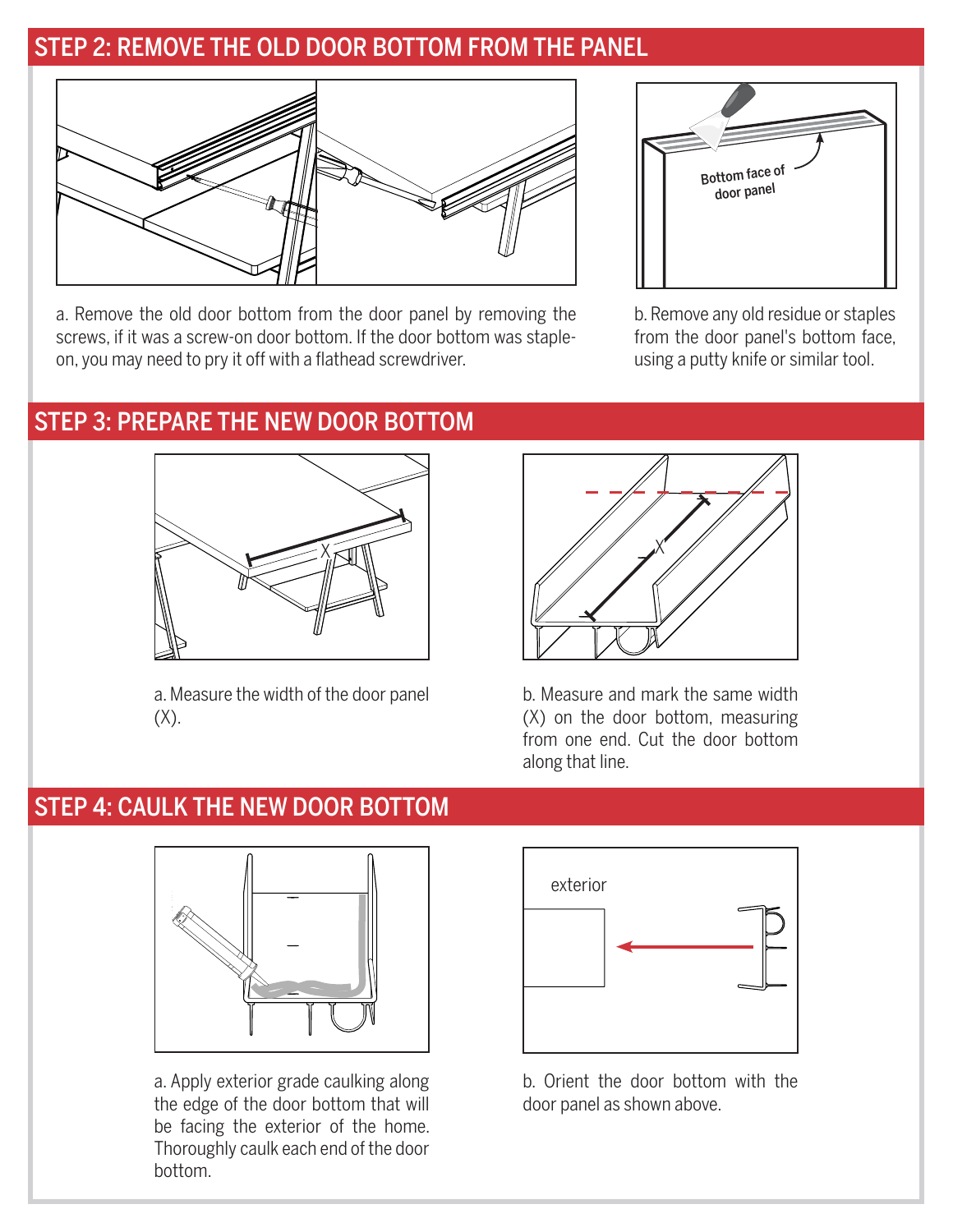## STEP 2: REMOVE THE OLD DOOR BOTTOM FROM THE PANEL

a. Remove the old door bottom from the door panel by removing the screws, if it was a screw-on door bottom. If the door bottom was staple-on, you may need to pry it off with a flathead screwdriver.

Bottom face of door panel

b. Remove any old residue or staples from the door panel's bottom face, using a putty knife or similar tool.

## STEP 3: PREPARE THE NEW DOOR BOTTOM

a. Measure the width of the door panel (X).

b. Measure and mark the same width (X) on the door bottom, measuring from one end. Cut the door bottom along that line.

## STEP 4: CAULK THE NEW DOOR BOTTOM

a. Apply exterior grade caulking along the edge of the door bottom that will be facing the exterior of the home. Thoroughly caulk each end of the door bottom.

exterior

b. Orient the door bottom with the door panel as shown above.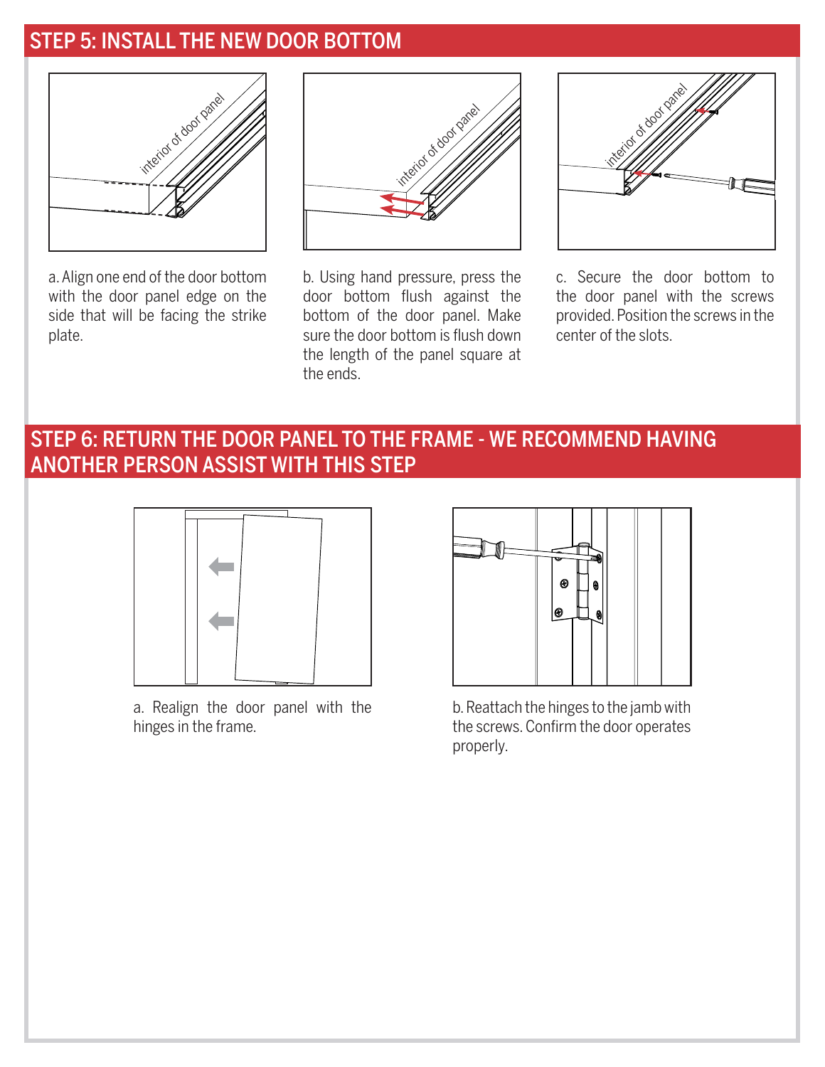## STEP 5: INSTALL THE NEW DOOR BOTTOM

interior of door panel

a. Align one end of the door bottom with the door panel edge on the side that will be facing the strike plate.

interior of door panel

b. Using hand pressure, press the door bottom flush against the bottom of the door panel. Make sure the door bottom is flush down the length of the panel square at the ends.

interior of door panel

c. Secure the door bottom to the door panel with the screws provided. Position the screws in the center of the slots.

## STEP 6: RETURN THE DOOR PANEL TO THE FRAME - WE RECOMMEND HAVING ANOTHER PERSON ASSIST WITH THIS STEP

a. Realign the door panel with the hinges in the frame.

b. Reattach the hinges to the jamb with the screws. Confirm the door operates properly.